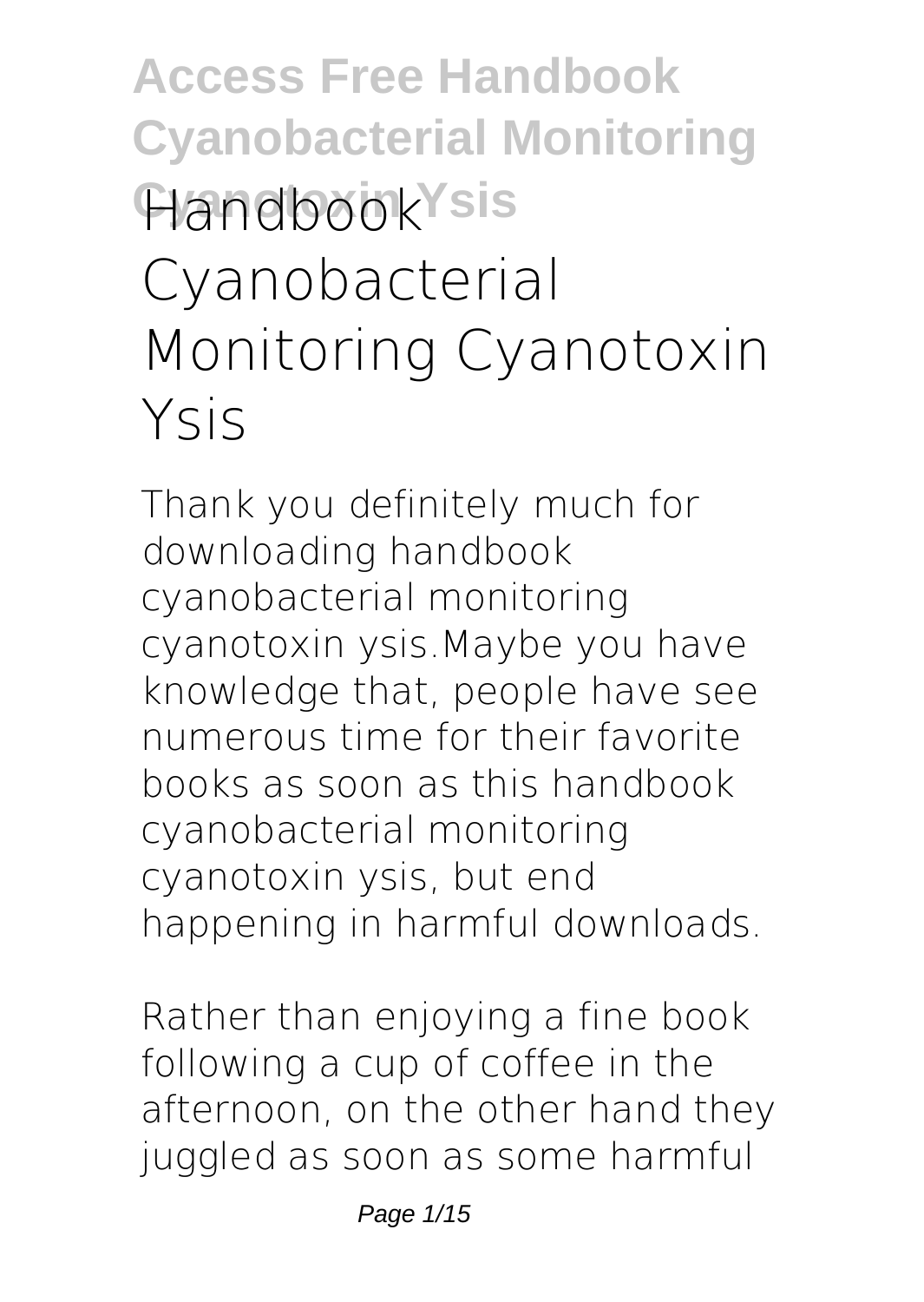# Handbook Cyanobacterial Monitoring Cyanotoxin Ysis

Thank you definitely much for downloading handbook cyanobacterial monitoring cyanotoxin ysis.Maybe you have knowledge that, people have see numerous time for their favorite books as soon as this handbook cyanobacterial monitoring cyanotoxin ysis, but end happening in harmful downloads.

Rather than enjoying a fine book following a cup of coffee in the afternoon, on the other hand they juggled as soon as some harmful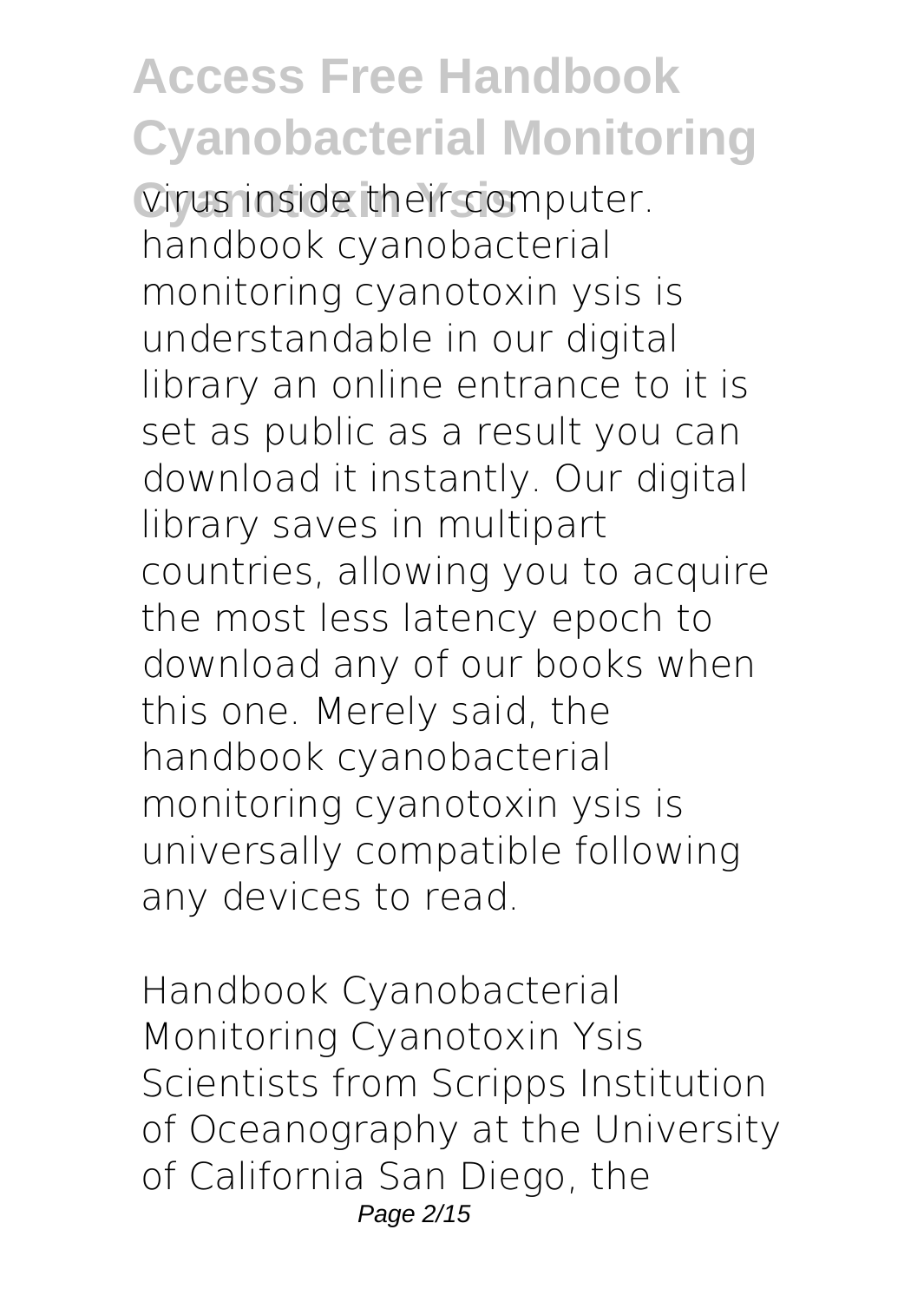virus inside their computer. handbook cyanobacterial monitoring cyanotoxin ysis is understandable in our digital library an online entrance to it is set as public as a result you can download it instantly. Our digital library saves in multipart countries, allowing you to acquire the most less latency epoch to download any of our books when this one. Merely said, the handbook cyanobacterial monitoring cyanotoxin ysis is universally compatible following any devices to read.

Handbook Cyanobacterial Monitoring Cyanotoxin Ysis
Scientists from Scripps Institution of Oceanography at the University of California San Diego, the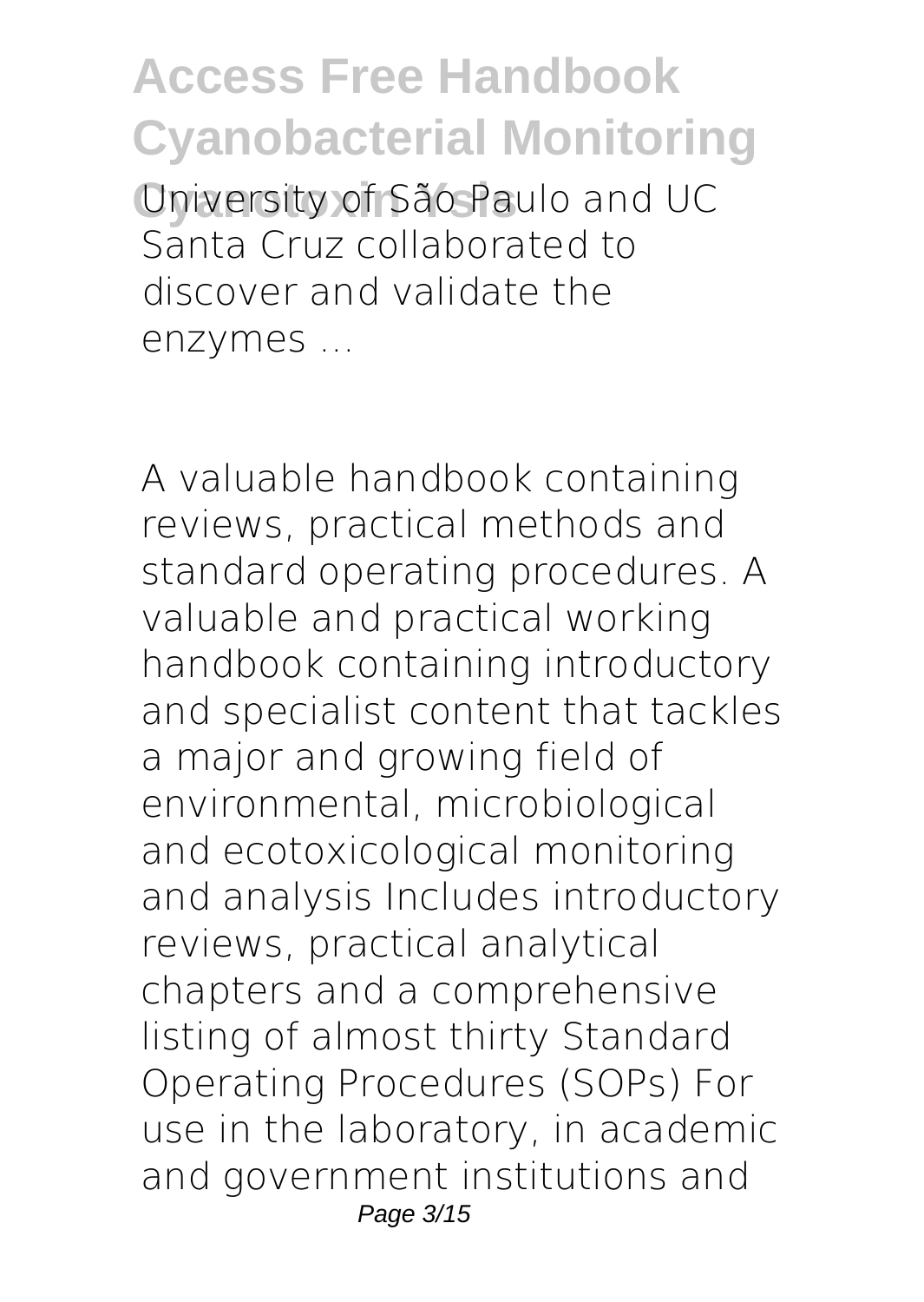University of São Paulo and UC Santa Cruz collaborated to discover and validate the enzymes ...

A valuable handbook containing reviews, practical methods and standard operating procedures. A valuable and practical working handbook containing introductory and specialist content that tackles a major and growing field of environmental, microbiological and ecotoxicological monitoring and analysis Includes introductory reviews, practical analytical chapters and a comprehensive listing of almost thirty Standard Operating Procedures (SOPs) For use in the laboratory, in academic and government institutions and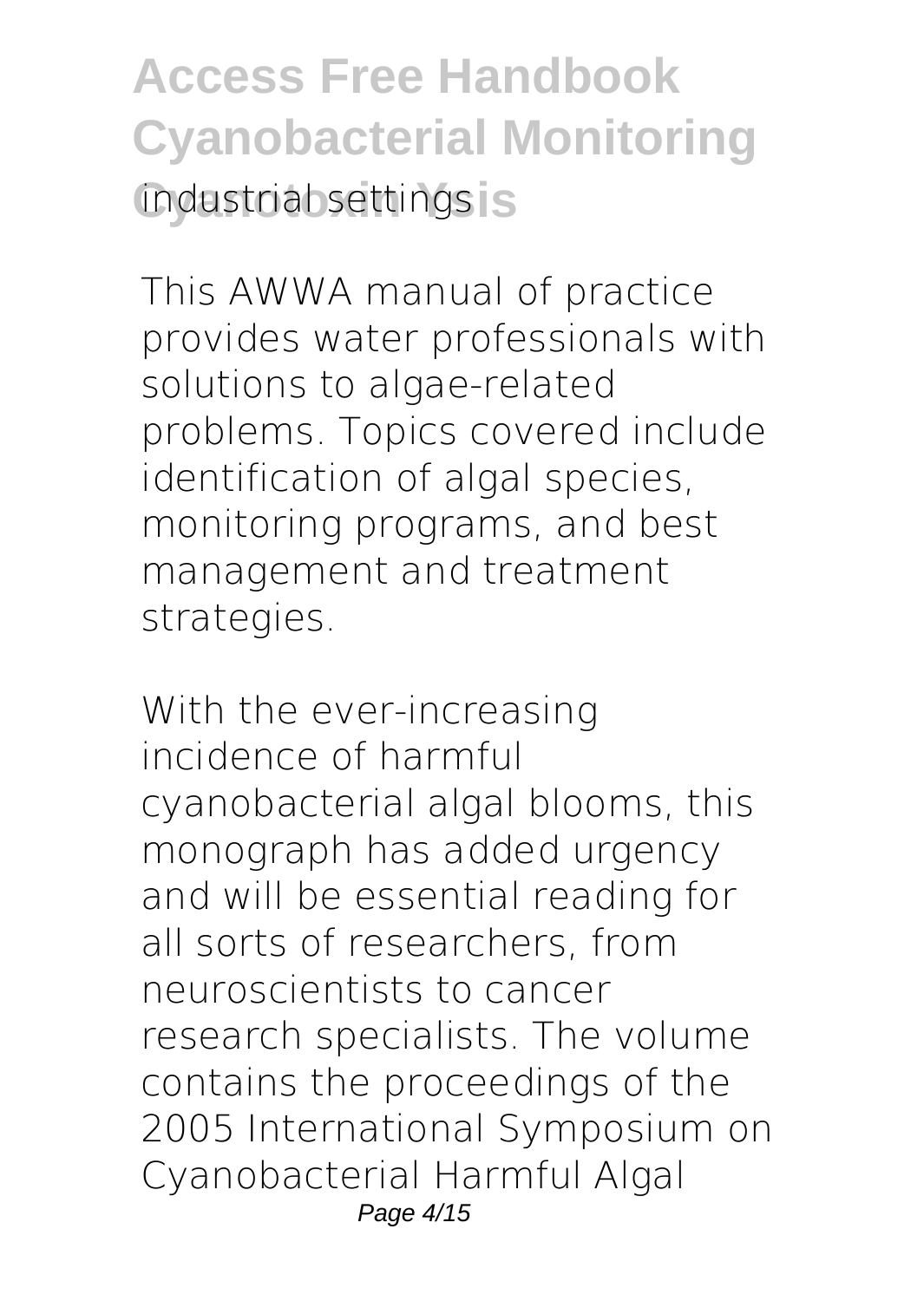industrial settings

This AWWA manual of practice provides water professionals with solutions to algae-related problems. Topics covered include identification of algal species, monitoring programs, and best management and treatment strategies.

With the ever-increasing incidence of harmful cyanobacterial algal blooms, this monograph has added urgency and will be essential reading for all sorts of researchers, from neuroscientists to cancer research specialists. The volume contains the proceedings of the 2005 International Symposium on Cyanobacterial Harmful Algal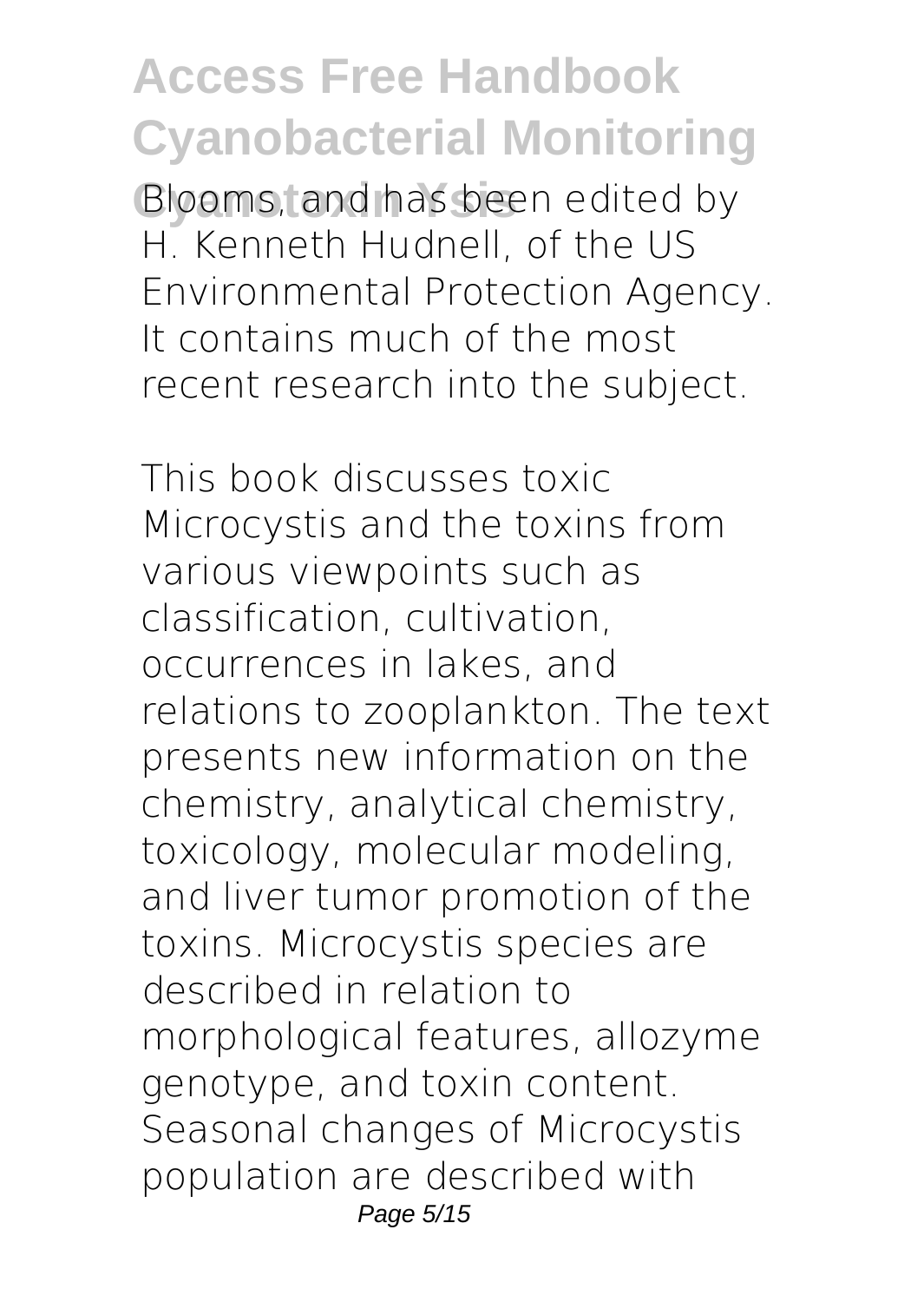Blooms, and has been edited by H. Kenneth Hudnell, of the US Environmental Protection Agency. It contains much of the most recent research into the subject.

This book discusses toxic Microcystis and the toxins from various viewpoints such as classification, cultivation, occurrences in lakes, and relations to zooplankton. The text presents new information on the chemistry, analytical chemistry, toxicology, molecular modeling, and liver tumor promotion of the toxins. Microcystis species are described in relation to morphological features, allozyme genotype, and toxin content. Seasonal changes of Microcystis population are described with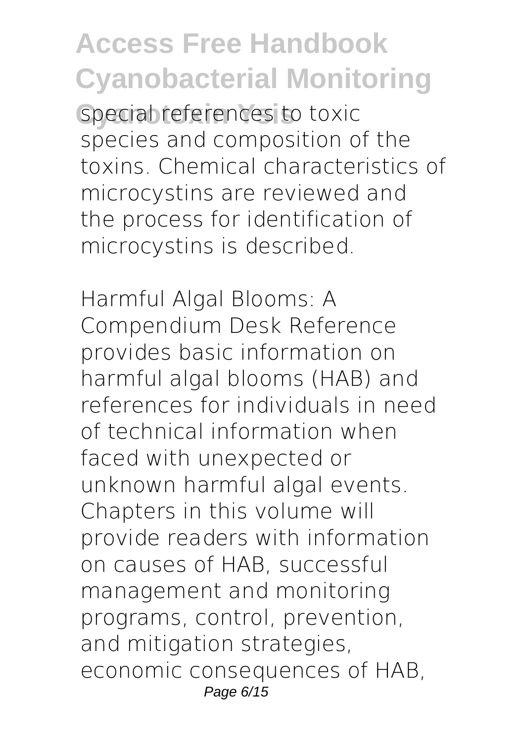special references to toxic species and composition of the toxins. Chemical characteristics of microcystins are reviewed and the process for identification of microcystins is described.

Harmful Algal Blooms: A Compendium Desk Reference provides basic information on harmful algal blooms (HAB) and references for individuals in need of technical information when faced with unexpected or unknown harmful algal events. Chapters in this volume will provide readers with information on causes of HAB, successful management and monitoring programs, control, prevention, and mitigation strategies, economic consequences of HAB,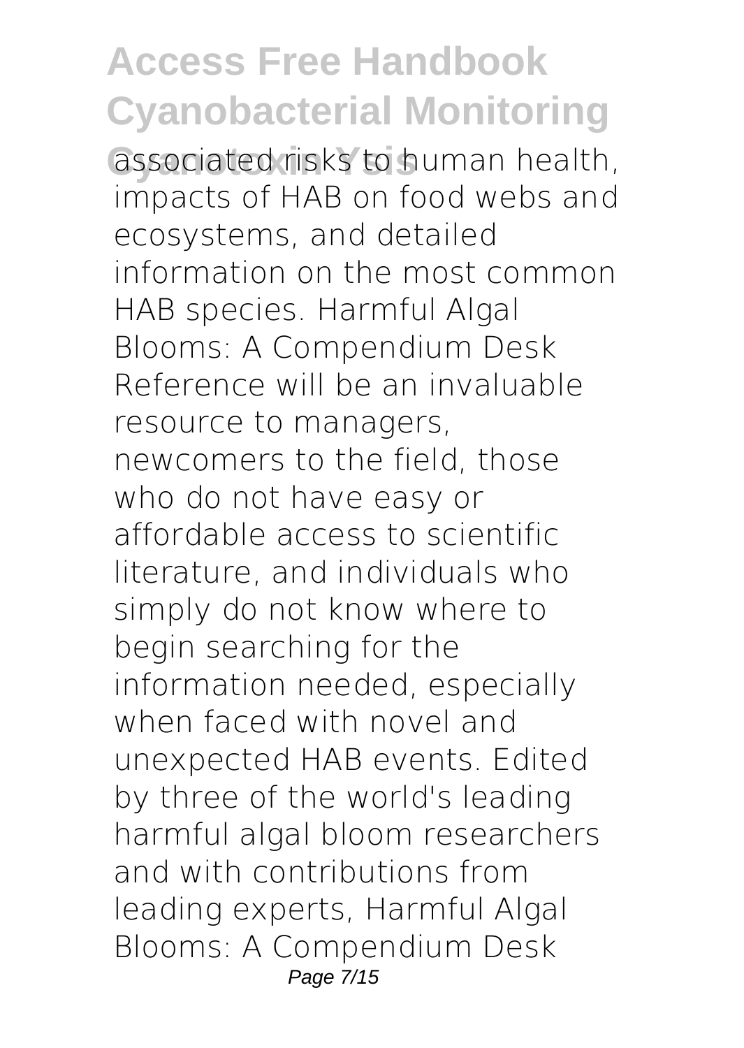associated risks to human health, impacts of HAB on food webs and ecosystems, and detailed information on the most common HAB species. Harmful Algal Blooms: A Compendium Desk Reference will be an invaluable resource to managers, newcomers to the field, those who do not have easy or affordable access to scientific literature, and individuals who simply do not know where to begin searching for the information needed, especially when faced with novel and unexpected HAB events. Edited by three of the world's leading harmful algal bloom researchers and with contributions from leading experts, Harmful Algal Blooms: A Compendium Desk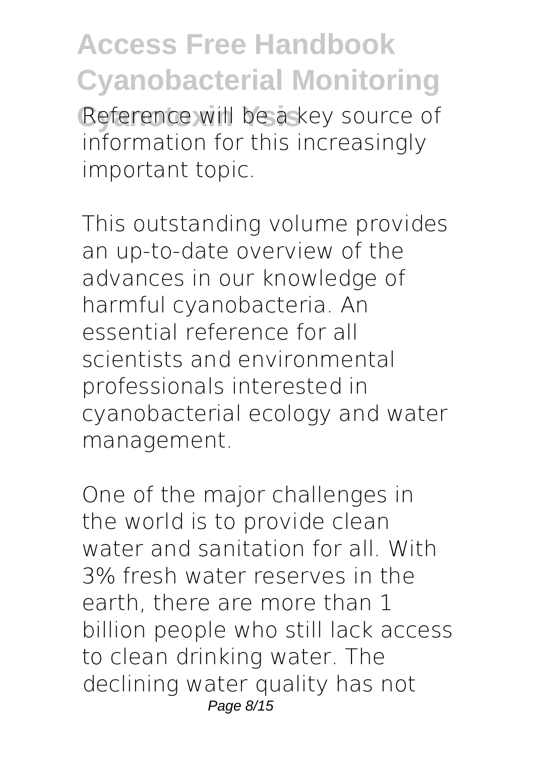Reference will be a key source of information for this increasingly important topic.

This outstanding volume provides an up-to-date overview of the advances in our knowledge of harmful cyanobacteria. An essential reference for all scientists and environmental professionals interested in cyanobacterial ecology and water management.

One of the major challenges in the world is to provide clean water and sanitation for all. With 3% fresh water reserves in the earth, there are more than 1 billion people who still lack access to clean drinking water. The declining water quality has not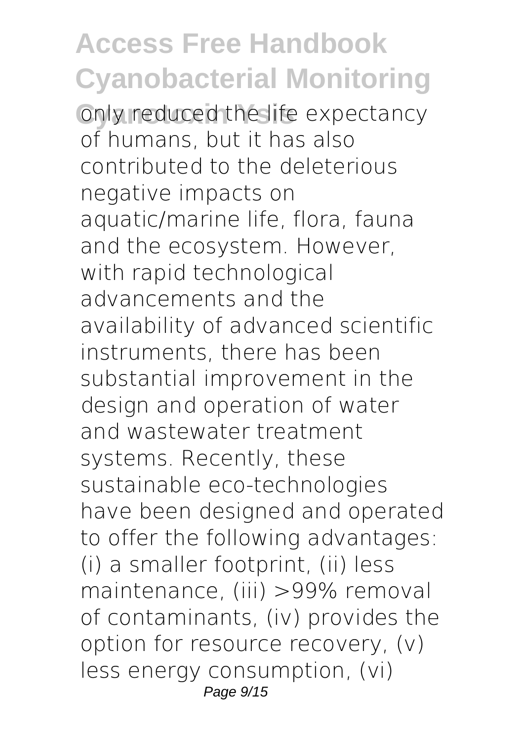only reduced the life expectancy of humans, but it has also contributed to the deleterious negative impacts on aquatic/marine life, flora, fauna and the ecosystem. However, with rapid technological advancements and the availability of advanced scientific instruments, there has been substantial improvement in the design and operation of water and wastewater treatment systems. Recently, these sustainable eco-technologies have been designed and operated to offer the following advantages: (i) a smaller footprint, (ii) less maintenance, (iii) >99% removal of contaminants, (iv) provides the option for resource recovery, (v) less energy consumption, (vi)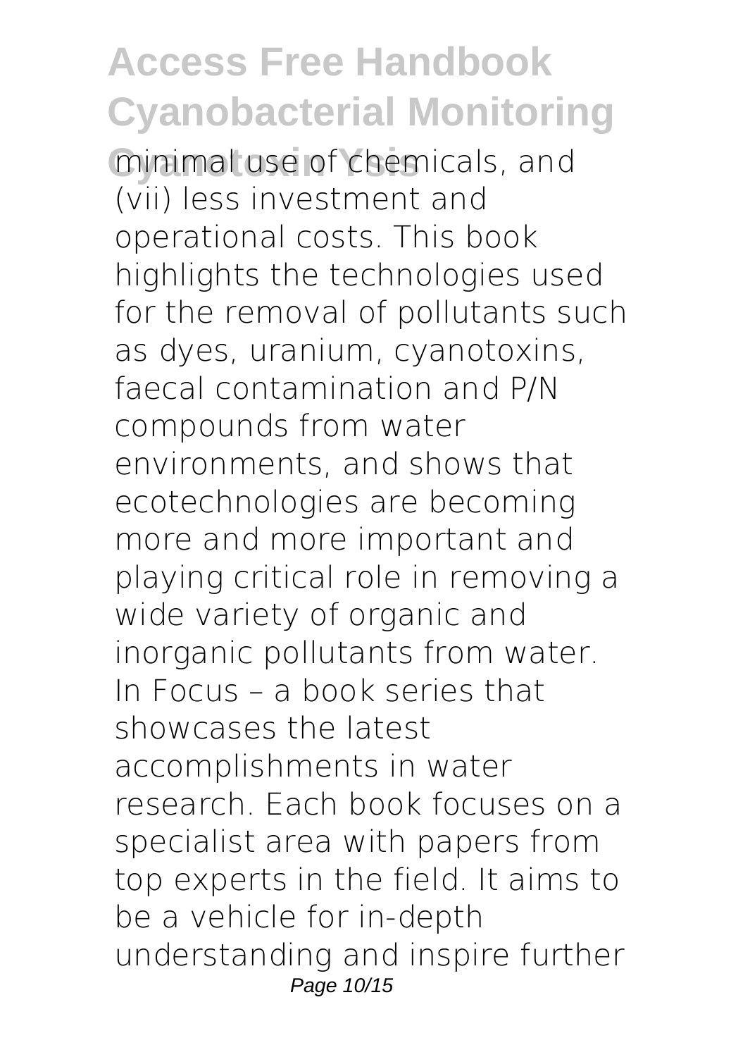minimal use of chemicals, and (vii) less investment and operational costs. This book highlights the technologies used for the removal of pollutants such as dyes, uranium, cyanotoxins, faecal contamination and P/N compounds from water environments, and shows that ecotechnologies are becoming more and more important and playing critical role in removing a wide variety of organic and inorganic pollutants from water. In Focus – a book series that showcases the latest accomplishments in water research. Each book focuses on a specialist area with papers from top experts in the field. It aims to be a vehicle for in-depth understanding and inspire further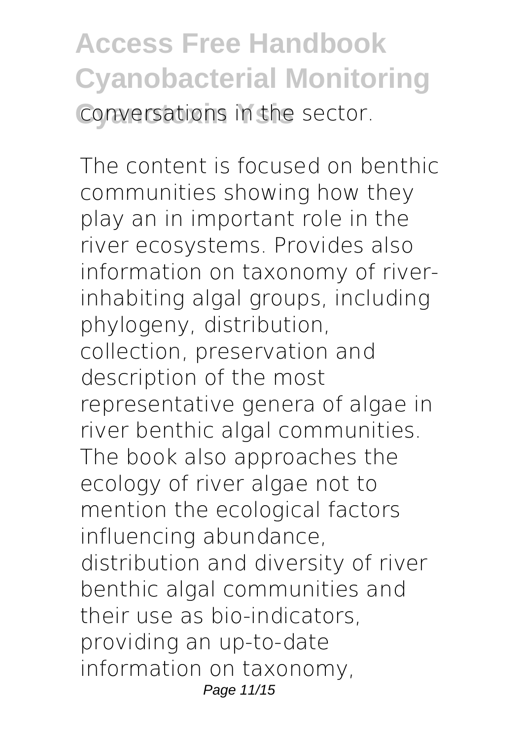conversations in the sector.

The content is focused on benthic communities showing how they play an in important role in the river ecosystems. Provides also information on taxonomy of river-inhabiting algal groups, including phylogeny, distribution, collection, preservation and description of the most representative genera of algae in river benthic algal communities. The book also approaches the ecology of river algae not to mention the ecological factors influencing abundance, distribution and diversity of river benthic algal communities and their use as bio-indicators, providing an up-to-date information on taxonomy,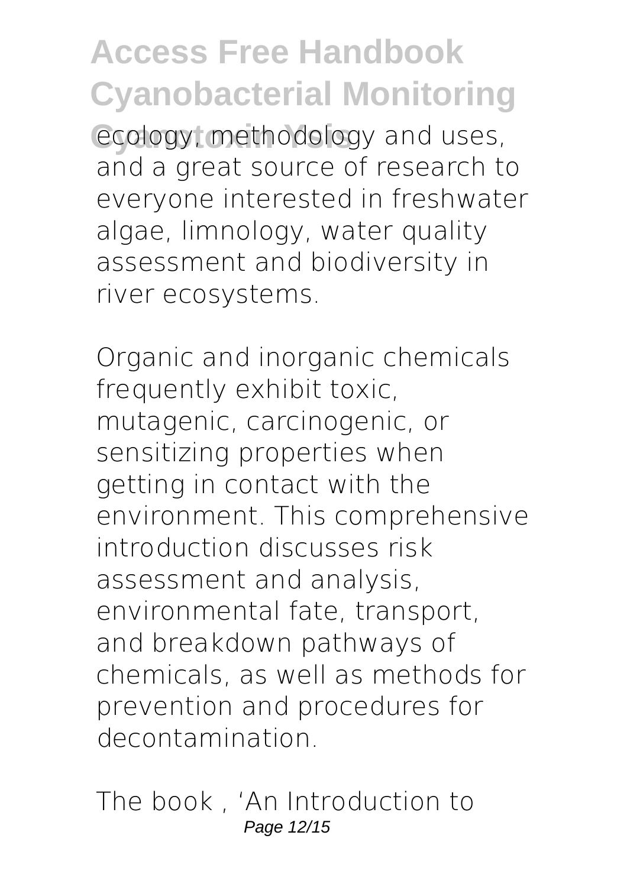ecology, methodology and uses, and a great source of research to everyone interested in freshwater algae, limnology, water quality assessment and biodiversity in river ecosystems.

Organic and inorganic chemicals frequently exhibit toxic, mutagenic, carcinogenic, or sensitizing properties when getting in contact with the environment. This comprehensive introduction discusses risk assessment and analysis, environmental fate, transport, and breakdown pathways of chemicals, as well as methods for prevention and procedures for decontamination.

The book , 'An Introduction to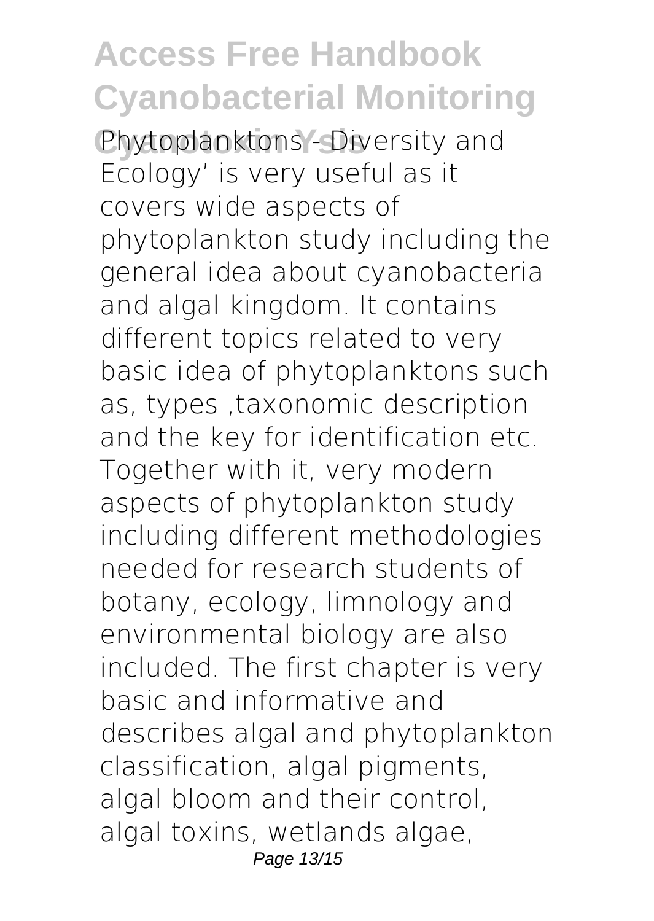Phytoplanktons - Diversity and Ecology' is very useful as it covers wide aspects of phytoplankton study including the general idea about cyanobacteria and algal kingdom. It contains different topics related to very basic idea of phytoplanktons such as, types ,taxonomic description and the key for identification etc. Together with it, very modern aspects of phytoplankton study including different methodologies needed for research students of botany, ecology, limnology and environmental biology are also included. The first chapter is very basic and informative and describes algal and phytoplankton classification, algal pigments, algal bloom and their control, algal toxins, wetlands algae,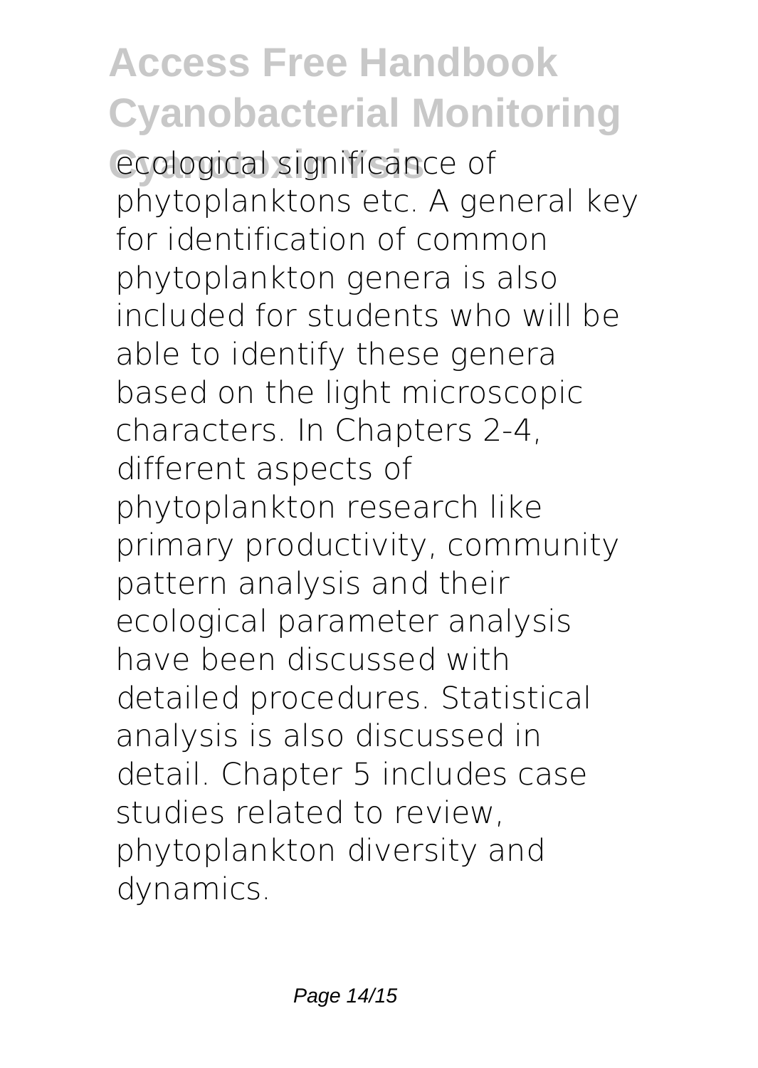ecological significance of phytoplanktons etc. A general key for identification of common phytoplankton genera is also included for students who will be able to identify these genera based on the light microscopic characters. In Chapters 2-4, different aspects of phytoplankton research like primary productivity, community pattern analysis and their ecological parameter analysis have been discussed with detailed procedures. Statistical analysis is also discussed in detail. Chapter 5 includes case studies related to review, phytoplankton diversity and dynamics.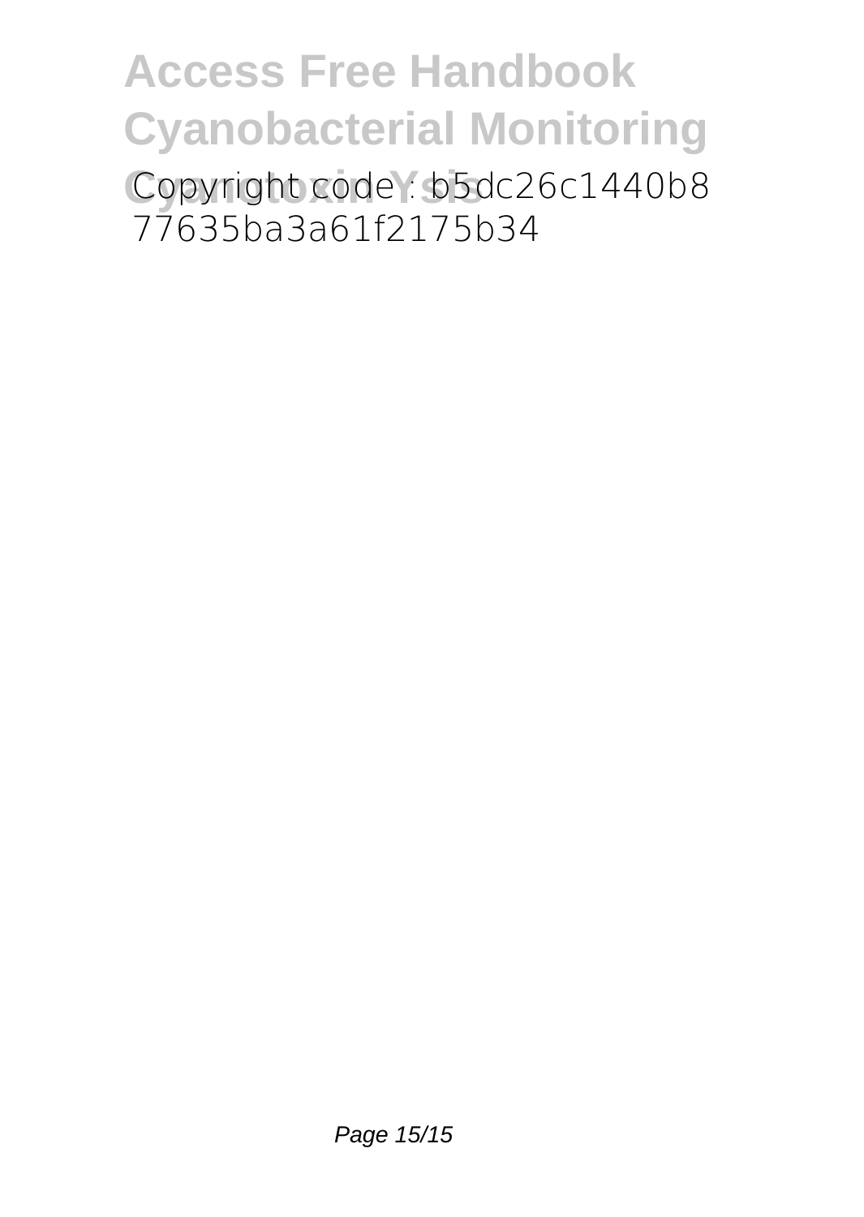Copyright code : b5dc26c1440b877635ba3a61f2175b34